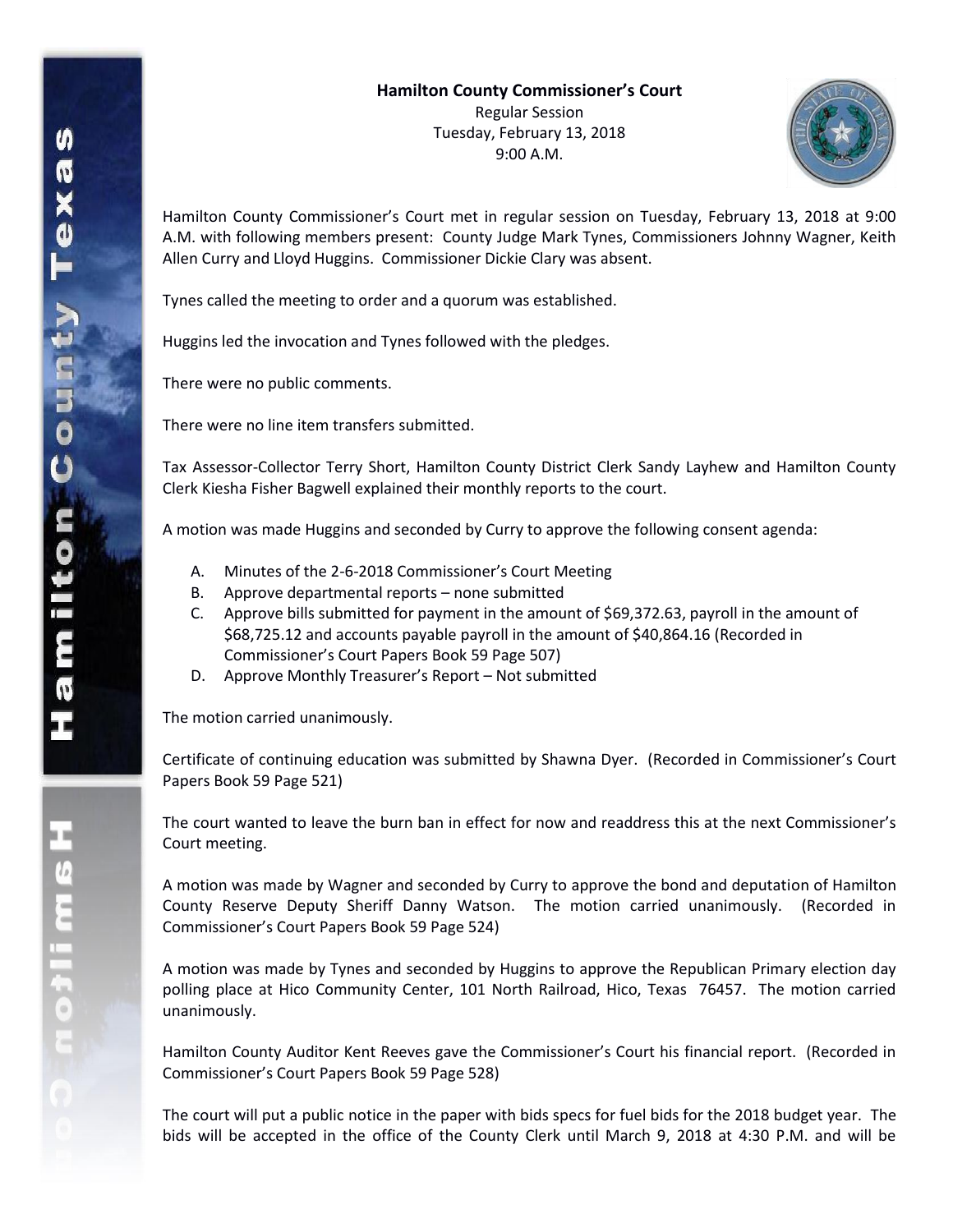**Hamilton County Commissioner's Court**

Regular Session
Tuesday, February 13, 2018
9:00 A.M.

Hamilton County Commissioner's Court met in regular session on Tuesday, February 13, 2018 at 9:00 A.M. with following members present: County Judge Mark Tynes, Commissioners Johnny Wagner, Keith Allen Curry and Lloyd Huggins. Commissioner Dickie Clary was absent.

Tynes called the meeting to order and a quorum was established.

Huggins led the invocation and Tynes followed with the pledges.

There were no public comments.

There were no line item transfers submitted.

Tax Assessor-Collector Terry Short, Hamilton County District Clerk Sandy Layhew and Hamilton County Clerk Kiesha Fisher Bagwell explained their monthly reports to the court.

A motion was made Huggins and seconded by Curry to approve the following consent agenda:

A. Minutes of the 2-6-2018 Commissioner's Court Meeting
B. Approve departmental reports – none submitted
C. Approve bills submitted for payment in the amount of $69,372.63, payroll in the amount of $68,725.12 and accounts payable payroll in the amount of $40,864.16 (Recorded in Commissioner's Court Papers Book 59 Page 507)
D. Approve Monthly Treasurer's Report – Not submitted

The motion carried unanimously.

Certificate of continuing education was submitted by Shawna Dyer. (Recorded in Commissioner's Court Papers Book 59 Page 521)

The court wanted to leave the burn ban in effect for now and readdress this at the next Commissioner's Court meeting.

A motion was made by Wagner and seconded by Curry to approve the bond and deputation of Hamilton County Reserve Deputy Sheriff Danny Watson. The motion carried unanimously. (Recorded in Commissioner's Court Papers Book 59 Page 524)

A motion was made by Tynes and seconded by Huggins to approve the Republican Primary election day polling place at Hico Community Center, 101 North Railroad, Hico, Texas 76457. The motion carried unanimously.

Hamilton County Auditor Kent Reeves gave the Commissioner's Court his financial report. (Recorded in Commissioner's Court Papers Book 59 Page 528)

The court will put a public notice in the paper with bids specs for fuel bids for the 2018 budget year. The bids will be accepted in the office of the County Clerk until March 9, 2018 at 4:30 P.M. and will be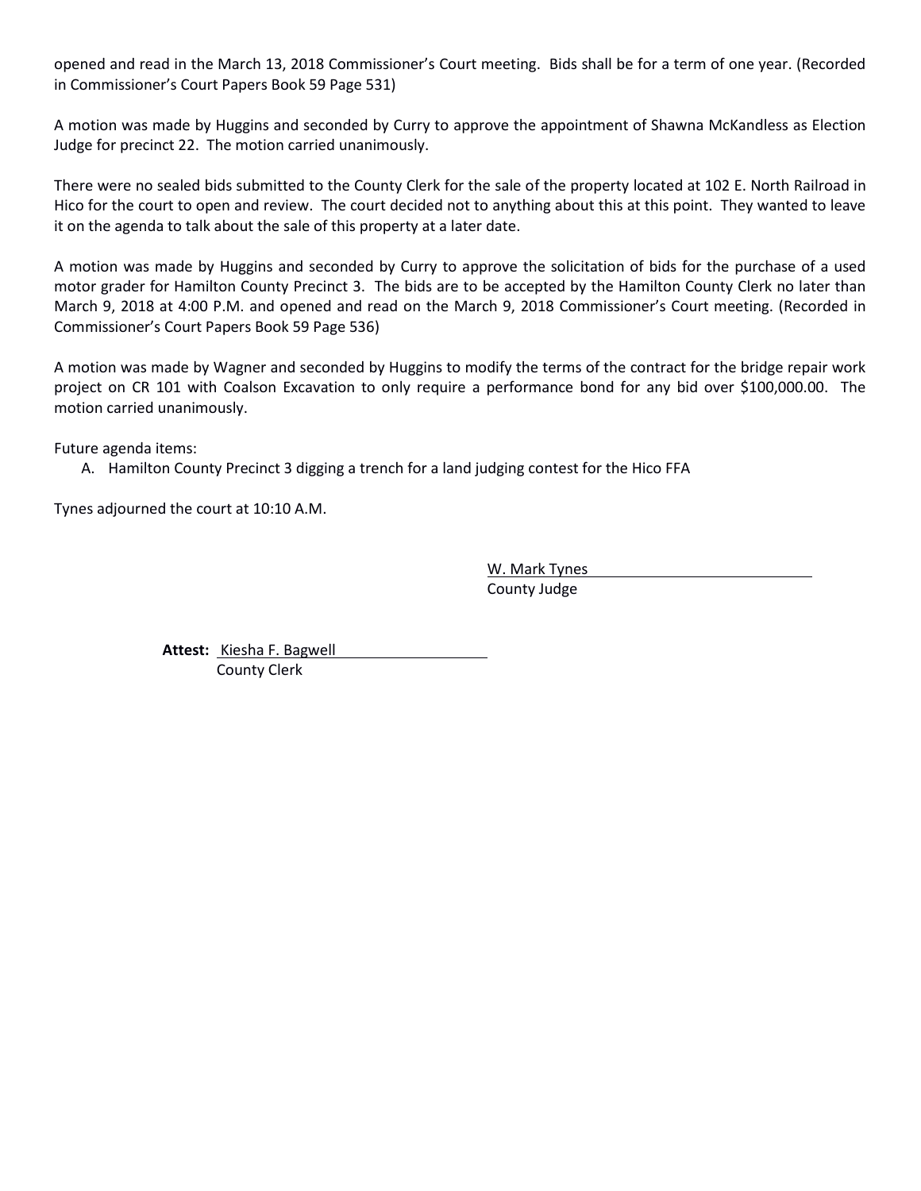opened and read in the March 13, 2018 Commissioner's Court meeting. Bids shall be for a term of one year. (Recorded in Commissioner's Court Papers Book 59 Page 531)

A motion was made by Huggins and seconded by Curry to approve the appointment of Shawna McKandless as Election Judge for precinct 22. The motion carried unanimously.

There were no sealed bids submitted to the County Clerk for the sale of the property located at 102 E. North Railroad in Hico for the court to open and review. The court decided not to anything about this at this point. They wanted to leave it on the agenda to talk about the sale of this property at a later date.

A motion was made by Huggins and seconded by Curry to approve the solicitation of bids for the purchase of a used motor grader for Hamilton County Precinct 3. The bids are to be accepted by the Hamilton County Clerk no later than March 9, 2018 at 4:00 P.M. and opened and read on the March 9, 2018 Commissioner's Court meeting. (Recorded in Commissioner's Court Papers Book 59 Page 536)

A motion was made by Wagner and seconded by Huggins to modify the terms of the contract for the bridge repair work project on CR 101 with Coalson Excavation to only require a performance bond for any bid over $100,000.00. The motion carried unanimously.

Future agenda items:

A. Hamilton County Precinct 3 digging a trench for a land judging contest for the Hico FFA

Tynes adjourned the court at 10:10 A.M.

W. Mark Tynes
County Judge

**Attest:** Kiesha F. Bagwell
County Clerk